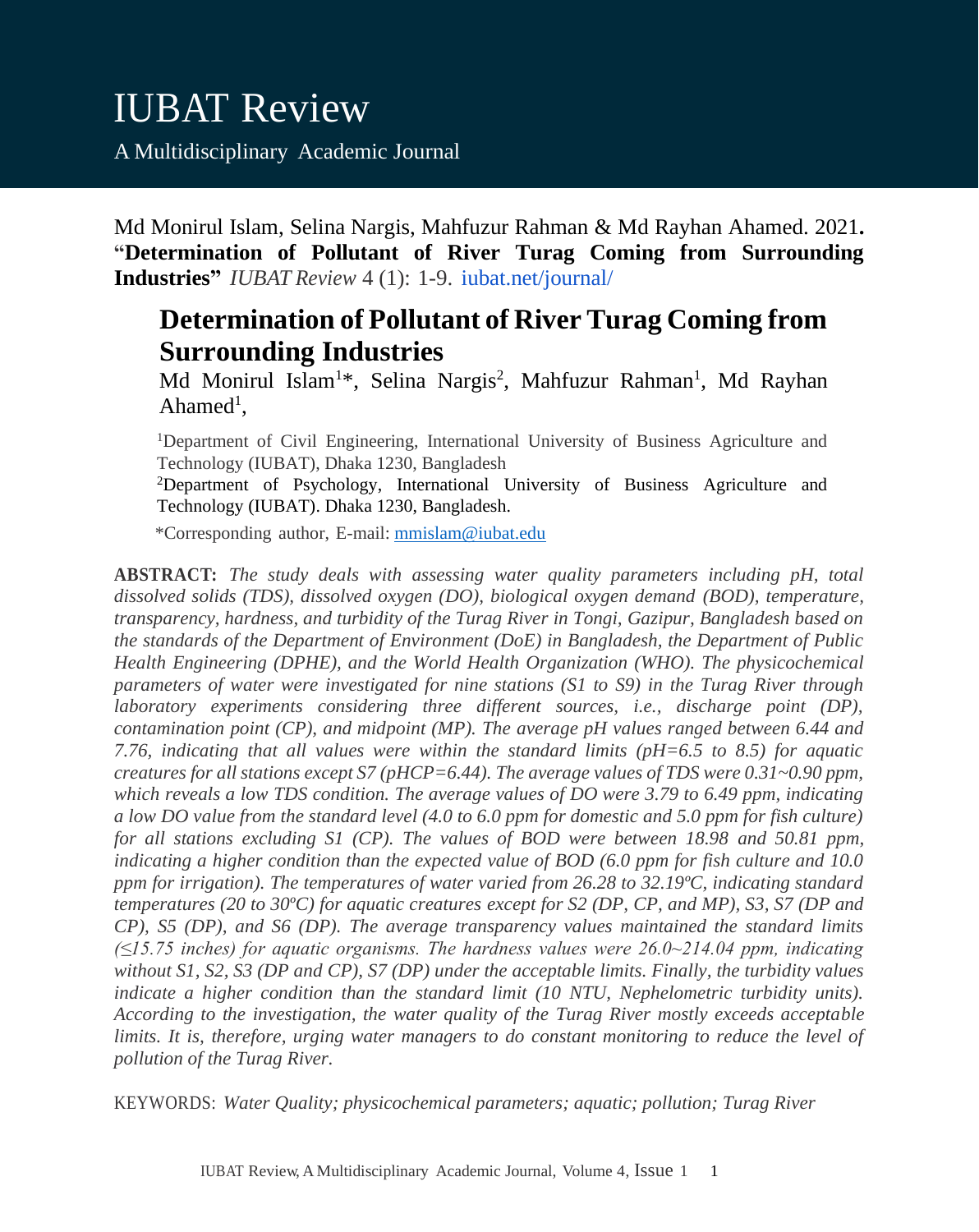# IUBAT Review

A Multidisciplinary Academic Journal

Md Monirul Islam, Selina Nargis, Mahfuzur Rahman & Md Rayhan Ahamed. 2021**.** "**Determination of Pollutant of River Turag Coming from Surrounding Industries**" *IUBAT Review* 4 (1): 1-9. iubat.net/journal/

## Determination of Pollutant of River Turag Coming from Surrounding Industries

Md Monirul Islam[1]*, Selina Nargis[2], Mahfuzur Rahman[1], Md Rayhan Ahamed[1],

[1]Department of Civil Engineering, International University of Business Agriculture and Technology (IUBAT), Dhaka 1230, Bangladesh

[2]Department of Psychology, International University of Business Agriculture and Technology (IUBAT). Dhaka 1230, Bangladesh.

*Corresponding author, E-mail: mmislam@iubat.edu

**ABSTRACT:** *The study deals with assessing water quality parameters including pH, total dissolved solids (TDS), dissolved oxygen (DO), biological oxygen demand (BOD), temperature, transparency, hardness, and turbidity of the Turag River in Tongi, Gazipur, Bangladesh based on the standards of the Department of Environment (DoE) in Bangladesh, the Department of Public Health Engineering (DPHE), and the World Health Organization (WHO). The physicochemical parameters of water were investigated for nine stations (S1 to S9) in the Turag River through laboratory experiments considering three different sources, i.e., discharge point (DP), contamination point (CP), and midpoint (MP). The average pH values ranged between 6.44 and 7.76, indicating that all values were within the standard limits (pH=6.5 to 8.5) for aquatic creatures for all stations except S7 (pHCP=6.44). The average values of TDS were 0.31~0.90 ppm, which reveals a low TDS condition. The average values of DO were 3.79 to 6.49 ppm, indicating a low DO value from the standard level (4.0 to 6.0 ppm for domestic and 5.0 ppm for fish culture) for all stations excluding S1 (CP). The values of BOD were between 18.98 and 50.81 ppm, indicating a higher condition than the expected value of BOD (6.0 ppm for fish culture and 10.0 ppm for irrigation). The temperatures of water varied from 26.28 to 32.19ºC, indicating standard temperatures (20 to 30ºC) for aquatic creatures except for S2 (DP, CP, and MP), S3, S7 (DP and CP), S5 (DP), and S6 (DP). The average transparency values maintained the standard limits (≤15.75 inches) for aquatic organisms. The hardness values were 26.0~214.04 ppm, indicating without S1, S2, S3 (DP and CP), S7 (DP) under the acceptable limits. Finally, the turbidity values indicate a higher condition than the standard limit (10 NTU, Nephelometric turbidity units). According to the investigation, the water quality of the Turag River mostly exceeds acceptable limits. It is, therefore, urging water managers to do constant monitoring to reduce the level of pollution of the Turag River.*

KEYWORDS: *Water Quality; physicochemical parameters; aquatic; pollution; Turag River*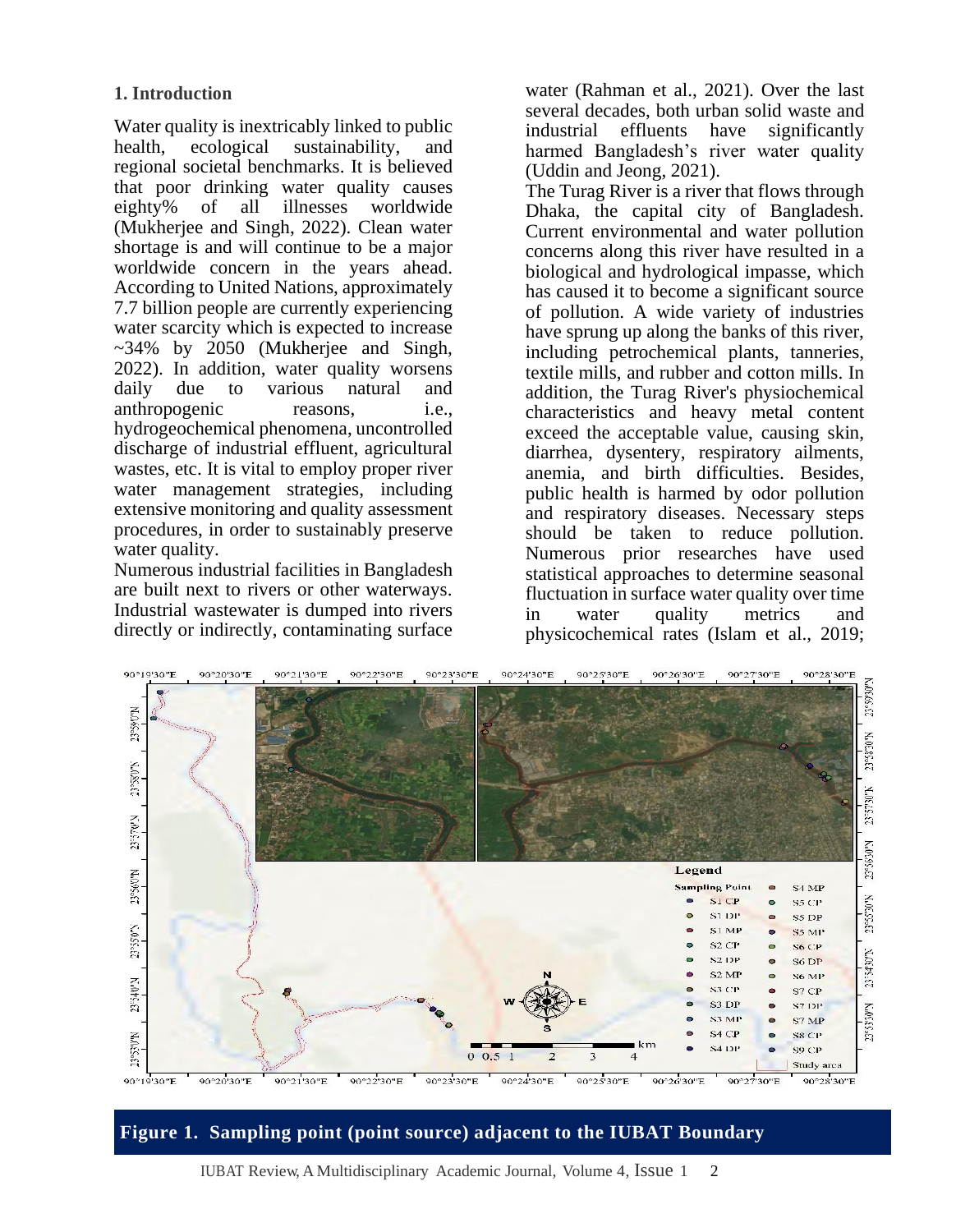## 1. Introduction

Water quality is inextricably linked to public health, ecological sustainability, and regional societal benchmarks. It is believed that poor drinking water quality causes eighty% of all illnesses worldwide (Mukherjee and Singh, 2022). Clean water shortage is and will continue to be a major worldwide concern in the years ahead. According to United Nations, approximately 7.7 billion people are currently experiencing water scarcity which is expected to increase ~34% by 2050 (Mukherjee and Singh, 2022). In addition, water quality worsens daily due to various natural and anthropogenic reasons, i.e., hydrogeochemical phenomena, uncontrolled discharge of industrial effluent, agricultural wastes, etc. It is vital to employ proper river water management strategies, including extensive monitoring and quality assessment procedures, in order to sustainably preserve water quality.

Numerous industrial facilities in Bangladesh are built next to rivers or other waterways. Industrial wastewater is dumped into rivers directly or indirectly, contaminating surface water (Rahman et al., 2021). Over the last several decades, both urban solid waste and industrial effluents have significantly harmed Bangladesh's river water quality (Uddin and Jeong, 2021).

The Turag River is a river that flows through Dhaka, the capital city of Bangladesh. Current environmental and water pollution concerns along this river have resulted in a biological and hydrological impasse, which has caused it to become a significant source of pollution. A wide variety of industries have sprung up along the banks of this river, including petrochemical plants, tanneries, textile mills, and rubber and cotton mills. In addition, the Turag River's physiochemical characteristics and heavy metal content exceed the acceptable value, causing skin, diarrhea, dysentery, respiratory ailments, anemia, and birth difficulties. Besides, public health is harmed by odor pollution and respiratory diseases. Necessary steps should be taken to reduce pollution. Numerous prior researches have used statistical approaches to determine seasonal fluctuation in surface water quality over time in water quality metrics and physicochemical rates (Islam et al., 2019;

**Figure 1. Sampling point (point source) adjacent to the IUBAT Boundary**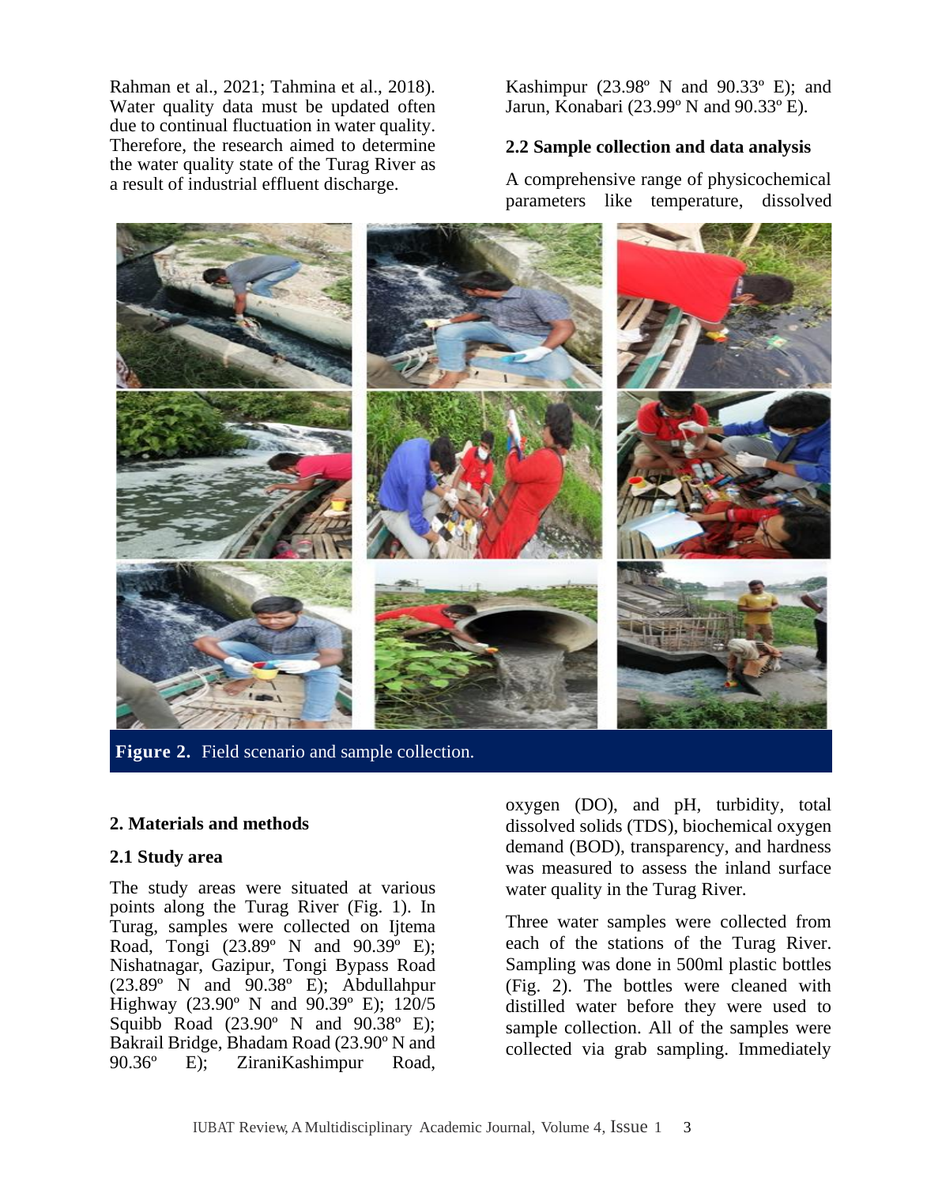Rahman et al., 2021; Tahmina et al., 2018). Water quality data must be updated often due to continual fluctuation in water quality. Therefore, the research aimed to determine the water quality state of the Turag River as a result of industrial effluent discharge.

## 2. Materials and methods

### 2.1 Study area

The study areas were situated at various points along the Turag River (Fig. 1). In Turag, samples were collected on Ijtema Road, Tongi (23.89º N and 90.39º E); Nishatnagar, Gazipur, Tongi Bypass Road (23.89º N and 90.38º E); Abdullahpur Highway (23.90º N and 90.39º E); 120/5 Squibb Road (23.90º N and 90.38º E); Bakrail Bridge, Bhadam Road (23.90º N and 90.36º E); ZiraniKashimpur Road, Kashimpur (23.98º N and 90.33º E); and Jarun, Konabari (23.99º N and 90.33º E).

### 2.2 Sample collection and data analysis

A comprehensive range of physicochemical parameters like temperature, dissolved oxygen (DO), and pH, turbidity, total dissolved solids (TDS), biochemical oxygen demand (BOD), transparency, and hardness was measured to assess the inland surface water quality in the Turag River.

**Figure 2.** Field scenario and sample collection.

Three water samples were collected from each of the stations of the Turag River. Sampling was done in 500ml plastic bottles (Fig. 2). The bottles were cleaned with distilled water before they were used to sample collection. All of the samples were collected via grab sampling. Immediately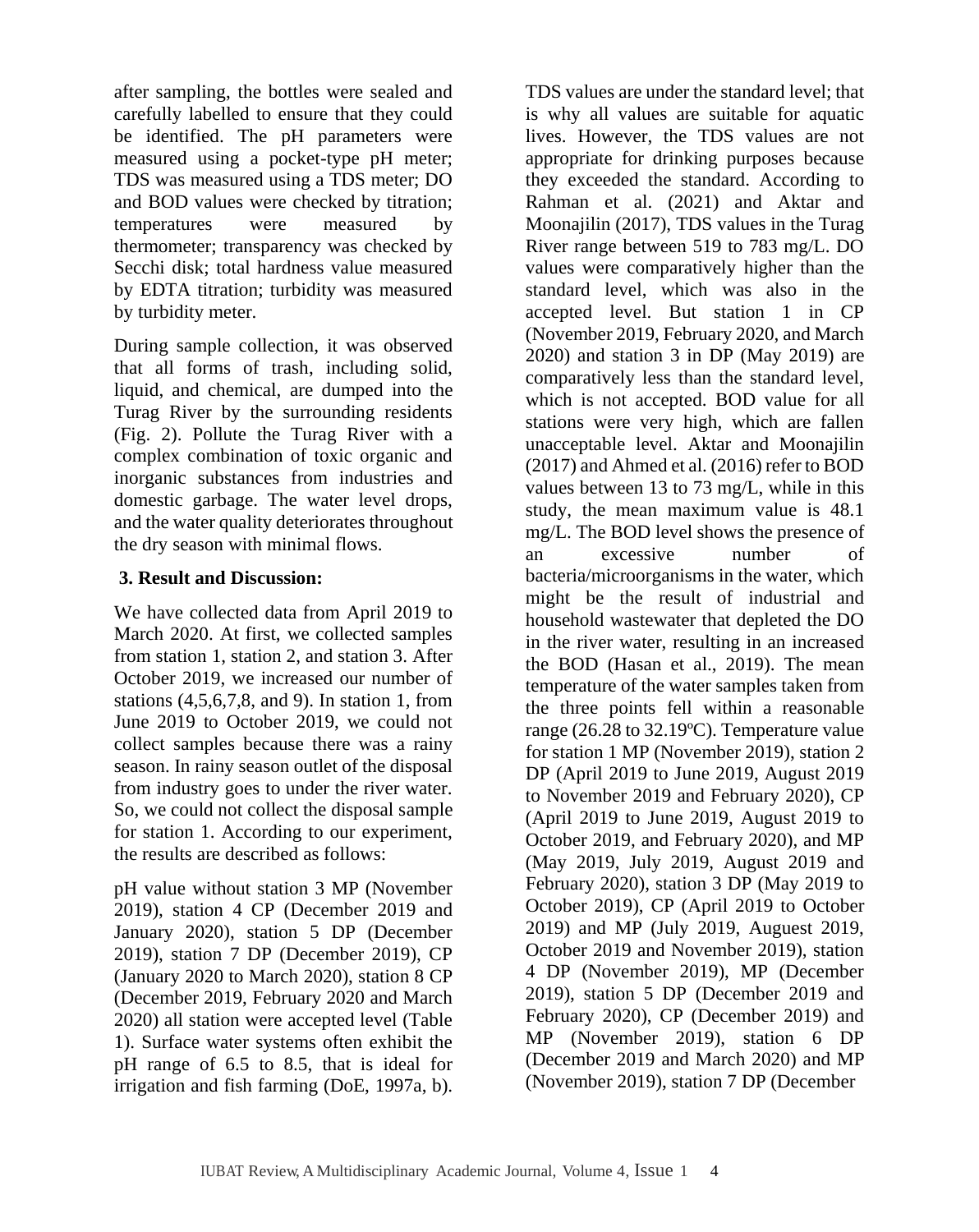after sampling, the bottles were sealed and carefully labelled to ensure that they could be identified. The pH parameters were measured using a pocket-type pH meter; TDS was measured using a TDS meter; DO and BOD values were checked by titration; temperatures were measured by thermometer; transparency was checked by Secchi disk; total hardness value measured by EDTA titration; turbidity was measured by turbidity meter.

During sample collection, it was observed that all forms of trash, including solid, liquid, and chemical, are dumped into the Turag River by the surrounding residents (Fig. 2). Pollute the Turag River with a complex combination of toxic organic and inorganic substances from industries and domestic garbage. The water level drops, and the water quality deteriorates throughout the dry season with minimal flows.

## 3. Result and Discussion:

We have collected data from April 2019 to March 2020. At first, we collected samples from station 1, station 2, and station 3. After October 2019, we increased our number of stations (4,5,6,7,8, and 9). In station 1, from June 2019 to October 2019, we could not collect samples because there was a rainy season. In rainy season outlet of the disposal from industry goes to under the river water. So, we could not collect the disposal sample for station 1. According to our experiment, the results are described as follows:

pH value without station 3 MP (November 2019), station 4 CP (December 2019 and January 2020), station 5 DP (December 2019), station 7 DP (December 2019), CP (January 2020 to March 2020), station 8 CP (December 2019, February 2020 and March 2020) all station were accepted level (Table 1). Surface water systems often exhibit the pH range of 6.5 to 8.5, that is ideal for irrigation and fish farming (DoE, 1997a, b). TDS values are under the standard level; that is why all values are suitable for aquatic lives. However, the TDS values are not appropriate for drinking purposes because they exceeded the standard. According to Rahman et al. (2021) and Aktar and Moonajilin (2017), TDS values in the Turag River range between 519 to 783 mg/L. DO values were comparatively higher than the standard level, which was also in the accepted level. But station 1 in CP (November 2019, February 2020, and March 2020) and station 3 in DP (May 2019) are comparatively less than the standard level, which is not accepted. BOD value for all stations were very high, which are fallen unacceptable level. Aktar and Moonajilin (2017) and Ahmed et al. (2016) refer to BOD values between 13 to 73 mg/L, while in this study, the mean maximum value is 48.1 mg/L. The BOD level shows the presence of an excessive number of bacteria/microorganisms in the water, which might be the result of industrial and household wastewater that depleted the DO in the river water, resulting in an increased the BOD (Hasan et al., 2019). The mean temperature of the water samples taken from the three points fell within a reasonable range (26.28 to 32.19ºC). Temperature value for station 1 MP (November 2019), station 2 DP (April 2019 to June 2019, August 2019 to November 2019 and February 2020), CP (April 2019 to June 2019, August 2019 to October 2019, and February 2020), and MP (May 2019, July 2019, August 2019 and February 2020), station 3 DP (May 2019 to October 2019), CP (April 2019 to October 2019) and MP (July 2019, Auguest 2019, October 2019 and November 2019), station 4 DP (November 2019), MP (December 2019), station 5 DP (December 2019 and February 2020), CP (December 2019) and MP (November 2019), station 6 DP (December 2019 and March 2020) and MP (November 2019), station 7 DP (December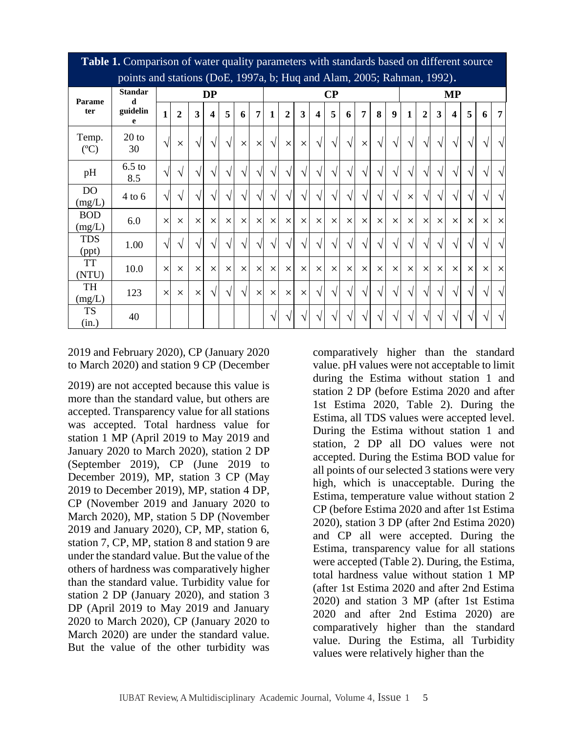**Table 1.** Comparison of water quality parameters with standards based on different source points and stations (DoE, 1997a, b; Huq and Alam, 2005; Rahman, 1992).

| Parameter | Standard guideline | DP | | | | | | | CP | | | | | | | | | MP | | | | | | |
|---|---|---|---|---|---|---|---|---|---|---|---|---|---|---|---|---|---|---|---|---|---|---|---|---|
| | | 1 | 2 | 3 | 4 | 5 | 6 | 7 | 1 | 2 | 3 | 4 | 5 | 6 | 7 | 8 | 9 | 1 | 2 | 3 | 4 | 5 | 6 | 7 |
| Temp. (ºC) | 20 to 30 | √ | × | √ | √ | √ | × | × | √ | × | × | √ | √ | √ | × | √ | √ | √ | √ | √ | √ | √ | √ | √ |
| pH | 6.5 to 8.5 | √ | √ | √ | √ | √ | √ | √ | √ | √ | √ | √ | √ | √ | √ | √ | √ | √ | √ | √ | √ | √ | √ | √ |
| DO (mg/L) | 4 to 6 | √ | √ | √ | √ | √ | √ | √ | √ | √ | √ | √ | √ | √ | √ | √ | √ | × | √ | √ | √ | √ | √ | √ |
| BOD (mg/L) | 6.0 | × | × | × | × | × | × | × | × | × | × | × | × | × | × | × | × | × | × | × | × | × | × | × |
| TDS (ppt) | 1.00 | √ | √ | √ | √ | √ | √ | √ | √ | √ | √ | √ | √ | √ | √ | √ | √ | √ | √ | √ | √ | √ | √ | √ |
| TT (NTU) | 10.0 | × | × | × | × | × | × | × | × | × | × | × | × | × | × | × | × | × | × | × | × | × | × | × |
| TH (mg/L) | 123 | × | × | × | √ | √ | √ | × | × | × | × | √ | √ | √ | √ | √ | √ | √ | √ | √ | √ | √ | √ | √ |
| TS (in.) | 40 | | | | | | | | √ | √ | √ | √ | √ | √ | √ | √ | √ | √ | √ | √ | √ | √ | √ | √ |

2019 and February 2020), CP (January 2020 to March 2020) and station 9 CP (December 2019) are not accepted because this value is more than the standard value, but others are accepted. Transparency value for all stations was accepted. Total hardness value for station 1 MP (April 2019 to May 2019 and January 2020 to March 2020), station 2 DP (September 2019), CP (June 2019 to December 2019), MP, station 3 CP (May 2019 to December 2019), MP, station 4 DP, CP (November 2019 and January 2020 to March 2020), MP, station 5 DP (November 2019 and January 2020), CP, MP, station 6, station 7, CP, MP, station 8 and station 9 are under the standard value. But the value of the others of hardness was comparatively higher than the standard value. Turbidity value for station 2 DP (January 2020), and station 3 DP (April 2019 to May 2019 and January 2020 to March 2020), CP (January 2020 to March 2020) are under the standard value. But the value of the other turbidity was comparatively higher than the standard value. pH values were not acceptable to limit during the Estima without station 1 and station 2 DP (before Estima 2020 and after 1st Estima 2020, Table 2). During the Estima, all TDS values were accepted level. During the Estima without station 1 and station, 2 DP all DO values were not accepted. During the Estima BOD value for all points of our selected 3 stations were very high, which is unacceptable. During the Estima, temperature value without station 2 CP (before Estima 2020 and after 1st Estima 2020), station 3 DP (after 2nd Estima 2020) and CP all were accepted. During the Estima, transparency value for all stations were accepted (Table 2). During, the Estima, total hardness value without station 1 MP (after 1st Estima 2020 and after 2nd Estima 2020) and station 3 MP (after 1st Estima 2020 and after 2nd Estima 2020) are comparatively higher than the standard value. During the Estima, all Turbidity values were relatively higher than the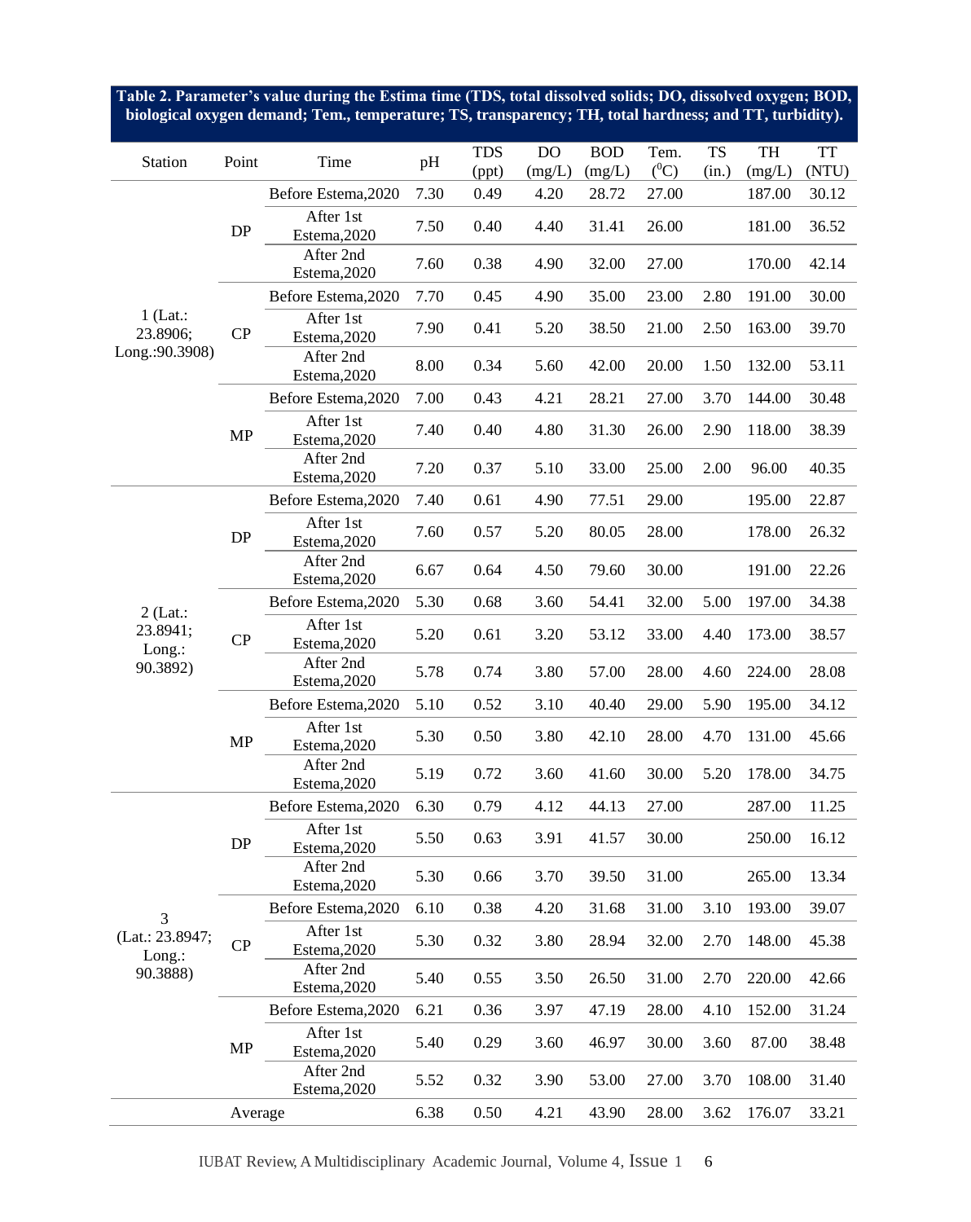**Table 2. Parameter's value during the Estima time (TDS, total dissolved solids; DO, dissolved oxygen; BOD, biological oxygen demand; Tem., temperature; TS, transparency; TH, total hardness; and TT, turbidity).**

| Station | Point | Time | pH | TDS (ppt) | DO (mg/L) | BOD (mg/L) | Tem. ($^0$C) | TS (in.) | TH (mg/L) | TT (NTU) |
|---|---|---|---|---|---|---|---|---|---|---|
| 1 (Lat.: 23.8906; Long.:90.3908) | DP | Before Estema,2020 | 7.30 | 0.49 | 4.20 | 28.72 | 27.00 | | 187.00 | 30.12 |
| | | After 1st Estema,2020 | 7.50 | 0.40 | 4.40 | 31.41 | 26.00 | | 181.00 | 36.52 |
| | | After 2nd Estema,2020 | 7.60 | 0.38 | 4.90 | 32.00 | 27.00 | | 170.00 | 42.14 |
| | CP | Before Estema,2020 | 7.70 | 0.45 | 4.90 | 35.00 | 23.00 | 2.80 | 191.00 | 30.00 |
| | | After 1st Estema,2020 | 7.90 | 0.41 | 5.20 | 38.50 | 21.00 | 2.50 | 163.00 | 39.70 |
| | | After 2nd Estema,2020 | 8.00 | 0.34 | 5.60 | 42.00 | 20.00 | 1.50 | 132.00 | 53.11 |
| | MP | Before Estema,2020 | 7.00 | 0.43 | 4.21 | 28.21 | 27.00 | 3.70 | 144.00 | 30.48 |
| | | After 1st Estema,2020 | 7.40 | 0.40 | 4.80 | 31.30 | 26.00 | 2.90 | 118.00 | 38.39 |
| | | After 2nd Estema,2020 | 7.20 | 0.37 | 5.10 | 33.00 | 25.00 | 2.00 | 96.00 | 40.35 |
| 2 (Lat.: 23.8941; Long.: 90.3892) | DP | Before Estema,2020 | 7.40 | 0.61 | 4.90 | 77.51 | 29.00 | | 195.00 | 22.87 |
| | | After 1st Estema,2020 | 7.60 | 0.57 | 5.20 | 80.05 | 28.00 | | 178.00 | 26.32 |
| | | After 2nd Estema,2020 | 6.67 | 0.64 | 4.50 | 79.60 | 30.00 | | 191.00 | 22.26 |
| | CP | Before Estema,2020 | 5.30 | 0.68 | 3.60 | 54.41 | 32.00 | 5.00 | 197.00 | 34.38 |
| | | After 1st Estema,2020 | 5.20 | 0.61 | 3.20 | 53.12 | 33.00 | 4.40 | 173.00 | 38.57 |
| | | After 2nd Estema,2020 | 5.78 | 0.74 | 3.80 | 57.00 | 28.00 | 4.60 | 224.00 | 28.08 |
| | MP | Before Estema,2020 | 5.10 | 0.52 | 3.10 | 40.40 | 29.00 | 5.90 | 195.00 | 34.12 |
| | | After 1st Estema,2020 | 5.30 | 0.50 | 3.80 | 42.10 | 28.00 | 4.70 | 131.00 | 45.66 |
| | | After 2nd Estema,2020 | 5.19 | 0.72 | 3.60 | 41.60 | 30.00 | 5.20 | 178.00 | 34.75 |
| 3 (Lat.: 23.8947; Long.: 90.3888) | DP | Before Estema,2020 | 6.30 | 0.79 | 4.12 | 44.13 | 27.00 | | 287.00 | 11.25 |
| | | After 1st Estema,2020 | 5.50 | 0.63 | 3.91 | 41.57 | 30.00 | | 250.00 | 16.12 |
| | | After 2nd Estema,2020 | 5.30 | 0.66 | 3.70 | 39.50 | 31.00 | | 265.00 | 13.34 |
| | CP | Before Estema,2020 | 6.10 | 0.38 | 4.20 | 31.68 | 31.00 | 3.10 | 193.00 | 39.07 |
| | | After 1st Estema,2020 | 5.30 | 0.32 | 3.80 | 28.94 | 32.00 | 2.70 | 148.00 | 45.38 |
| | | After 2nd Estema,2020 | 5.40 | 0.55 | 3.50 | 26.50 | 31.00 | 2.70 | 220.00 | 42.66 |
| | MP | Before Estema,2020 | 6.21 | 0.36 | 3.97 | 47.19 | 28.00 | 4.10 | 152.00 | 31.24 |
| | | After 1st Estema,2020 | 5.40 | 0.29 | 3.60 | 46.97 | 30.00 | 3.60 | 87.00 | 38.48 |
| | | After 2nd Estema,2020 | 5.52 | 0.32 | 3.90 | 53.00 | 27.00 | 3.70 | 108.00 | 31.40 |
| | Average | | 6.38 | 0.50 | 4.21 | 43.90 | 28.00 | 3.62 | 176.07 | 33.21 |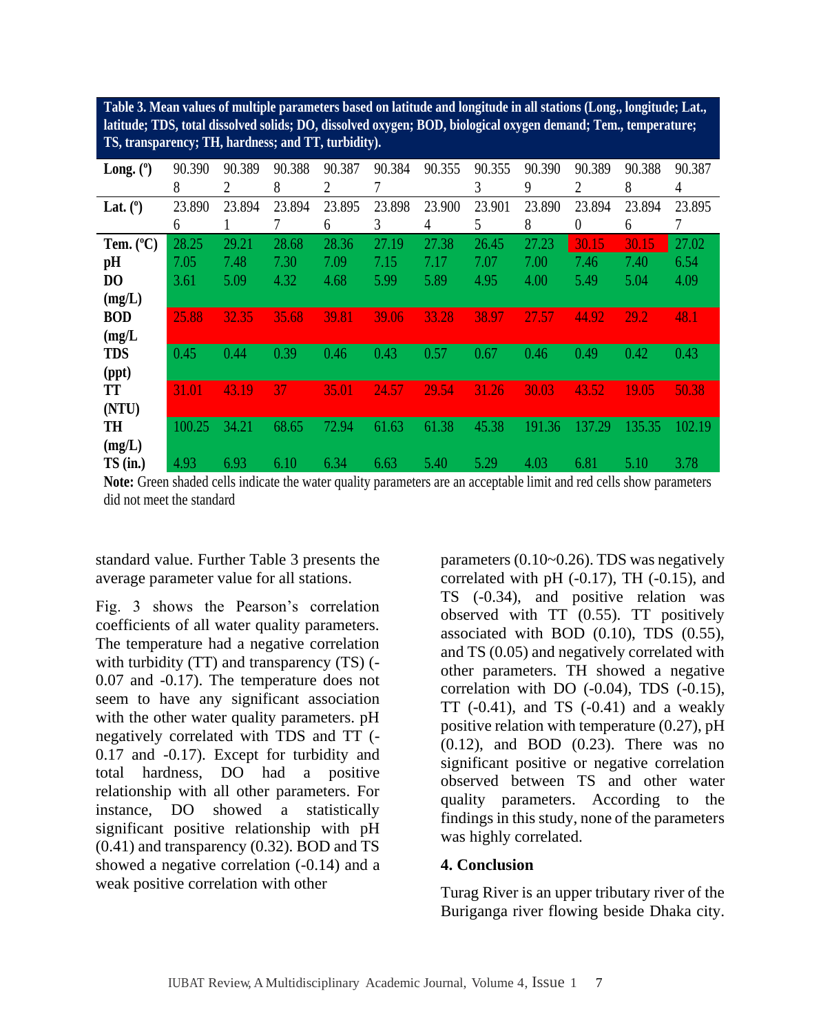**Table 3. Mean values of multiple parameters based on latitude and longitude in all stations (Long., longitude; Lat., latitude; TDS, total dissolved solids; DO, dissolved oxygen; BOD, biological oxygen demand; Tem., temperature; TS, transparency; TH, hardness; and TT, turbidity).**

| Long. (º) | 90.3908 | 90.3892 | 90.3888 | 90.3872 | 90.3847 | 90.355 | 90.3553 | 90.3909 | 90.3892 | 90.3888 | 90.3874 |
|---|---|---|---|---|---|---|---|---|---|---|---|
| **Lat. (º)** | 23.8906 | 23.8941 | 23.8947 | 23.8956 | 23.8983 | 23.9004 | 23.9015 | 23.8908 | 23.8940 | 23.8946 | 23.8957 |
| **Tem. (ºC)** | 28.25 | 29.21 | 28.68 | 28.36 | 27.19 | 27.38 | 26.45 | 27.23 | 30.15 | 30.15 | 27.02 |
| **pH** | 7.05 | 7.48 | 7.30 | 7.09 | 7.15 | 7.17 | 7.07 | 7.00 | 7.46 | 7.40 | 6.54 |
| **DO (mg/L)** | 3.61 | 5.09 | 4.32 | 4.68 | 5.99 | 5.89 | 4.95 | 4.00 | 5.49 | 5.04 | 4.09 |
| **BOD (mg/L** | 25.88 | 32.35 | 35.68 | 39.81 | 39.06 | 33.28 | 38.97 | 27.57 | 44.92 | 29.2 | 48.1 |
| **TDS (ppt)** | 0.45 | 0.44 | 0.39 | 0.46 | 0.43 | 0.57 | 0.67 | 0.46 | 0.49 | 0.42 | 0.43 |
| **TT (NTU)** | 31.01 | 43.19 | 37 | 35.01 | 24.57 | 29.54 | 31.26 | 30.03 | 43.52 | 19.05 | 50.38 |
| **TH (mg/L)** | 100.25 | 34.21 | 68.65 | 72.94 | 61.63 | 61.38 | 45.38 | 191.36 | 137.29 | 135.35 | 102.19 |
| **TS (in.)** | 4.93 | 6.93 | 6.10 | 6.34 | 6.63 | 5.40 | 5.29 | 4.03 | 6.81 | 5.10 | 3.78 |

**Note:** Green shaded cells indicate the water quality parameters are an acceptable limit and red cells show parameters did not meet the standard

standard value. Further Table 3 presents the average parameter value for all stations.

Fig. 3 shows the Pearson's correlation coefficients of all water quality parameters. The temperature had a negative correlation with turbidity (TT) and transparency (TS) (-0.07 and -0.17). The temperature does not seem to have any significant association with the other water quality parameters. pH negatively correlated with TDS and TT (-0.17 and -0.17). Except for turbidity and total hardness, DO had a positive relationship with all other parameters. For instance, DO showed a statistically significant positive relationship with pH (0.41) and transparency (0.32). BOD and TS showed a negative correlation (-0.14) and a weak positive correlation with other parameters (0.10~0.26). TDS was negatively correlated with pH (-0.17), TH (-0.15), and TS (-0.34), and positive relation was observed with TT (0.55). TT positively associated with BOD (0.10), TDS (0.55), and TS (0.05) and negatively correlated with other parameters. TH showed a negative correlation with DO (-0.04), TDS (-0.15), TT (-0.41), and TS (-0.41) and a weakly positive relation with temperature (0.27), pH (0.12), and BOD (0.23). There was no significant positive or negative correlation observed between TS and other water quality parameters. According to the findings in this study, none of the parameters was highly correlated.

## 4. Conclusion

Turag River is an upper tributary river of the Buriganga river flowing beside Dhaka city.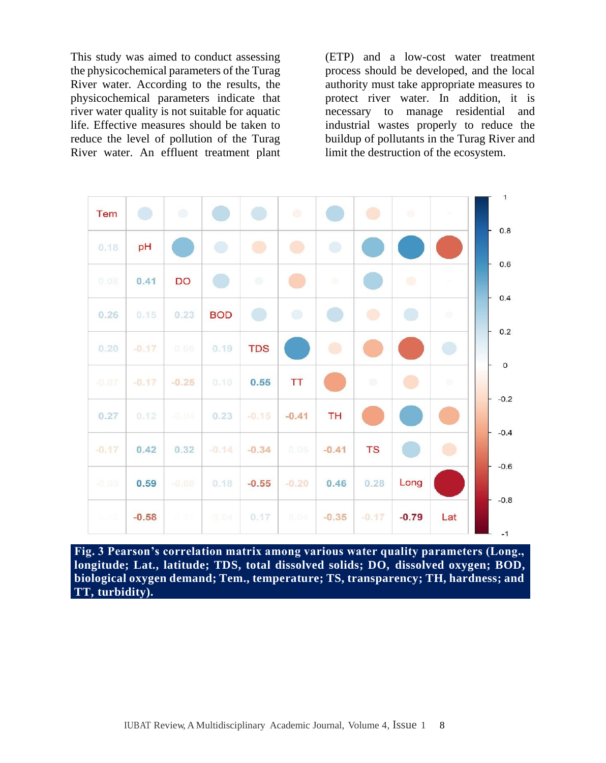This study was aimed to conduct assessing the physicochemical parameters of the Turag River water. According to the results, the physicochemical parameters indicate that river water quality is not suitable for aquatic life. Effective measures should be taken to reduce the level of pollution of the Turag River water. An effluent treatment plant (ETP) and a low-cost water treatment process should be developed, and the local authority must take appropriate measures to protect river water. In addition, it is necessary to manage residential and industrial wastes properly to reduce the buildup of pollutants in the Turag River and limit the destruction of the ecosystem.

| Tem | | | | | | | | | |
|---|---|---|---|---|---|---|---|---|---|
| 0.18 | pH | | | | | | | | |
| 0.08 | 0.41 | DO | | | | | | | |
| 0.26 | 0.15 | 0.23 | BOD | | | | | | |
| 0.20 | -0.17 | 0.06 | 0.19 | TDS | | | | | |
| -0.07 | -0.17 | -0.25 | 0.10 | 0.55 | TT | | | | |
| 0.27 | 0.12 | -0.04 | 0.23 | -0.15 | -0.41 | TH | | | |
| -0.17 | 0.42 | 0.32 | -0.14 | -0.34 | 0.05 | -0.41 | TS | | |
| -0.05 | 0.59 | -0.08 | 0.18 | -0.55 | -0.20 | 0.46 | 0.28 | Long | |
| 0.02 | -0.58 | 0.01 | -0.04 | 0.17 | 0.04 | -0.35 | -0.17 | -0.79 | Lat |

**Fig. 3 Pearson's correlation matrix among various water quality parameters (Long., longitude; Lat., latitude; TDS, total dissolved solids; DO, dissolved oxygen; BOD, biological oxygen demand; Tem., temperature; TS, transparency; TH, hardness; and TT, turbidity).**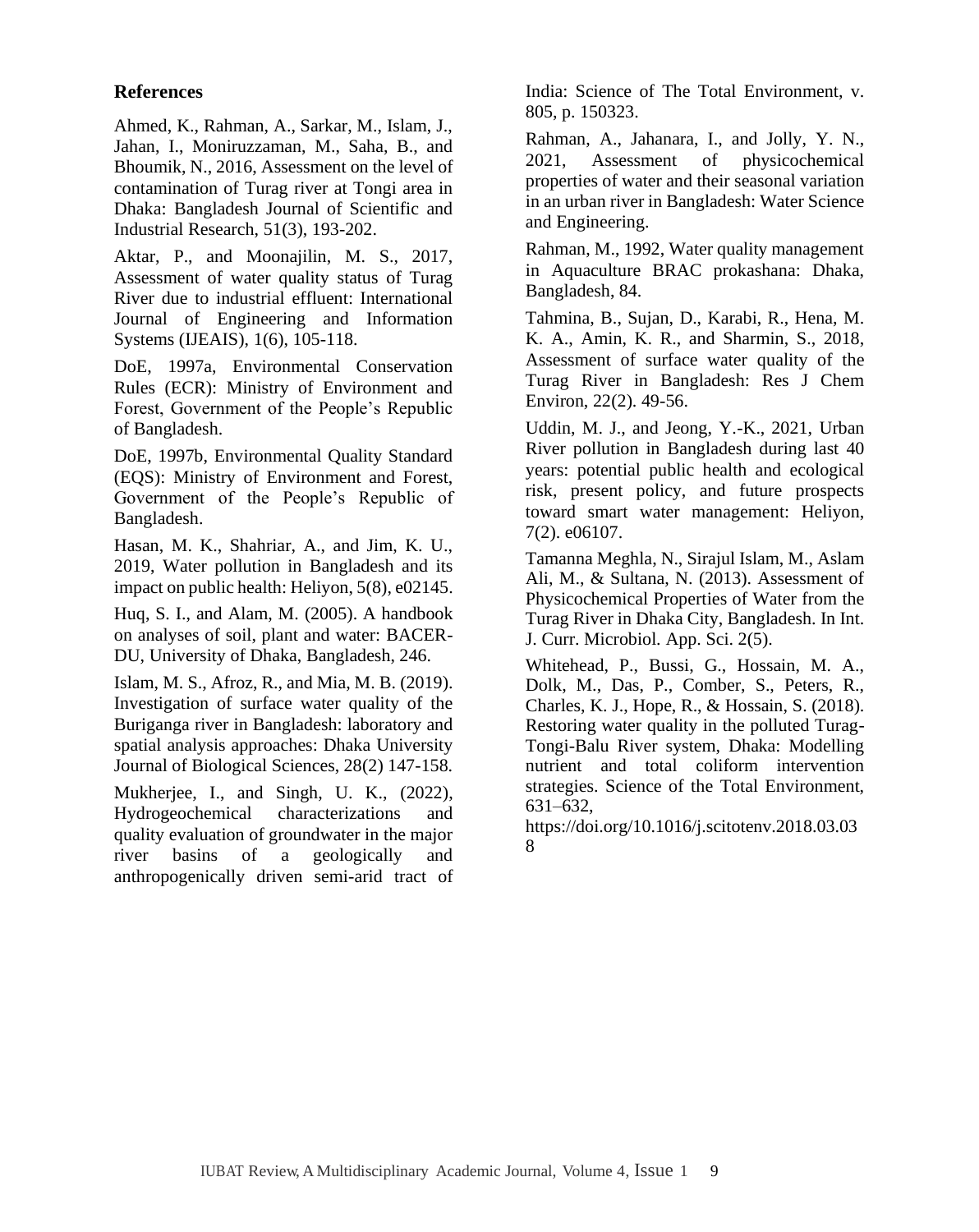## References

Ahmed, K., Rahman, A., Sarkar, M., Islam, J., Jahan, I., Moniruzzaman, M., Saha, B., and Bhoumik, N., 2016, Assessment on the level of contamination of Turag river at Tongi area in Dhaka: Bangladesh Journal of Scientific and Industrial Research, 51(3), 193-202.

Aktar, P., and Moonajilin, M. S., 2017, Assessment of water quality status of Turag River due to industrial effluent: International Journal of Engineering and Information Systems (IJEAIS), 1(6), 105-118.

DoE, 1997a, Environmental Conservation Rules (ECR): Ministry of Environment and Forest, Government of the People's Republic of Bangladesh.

DoE, 1997b, Environmental Quality Standard (EQS): Ministry of Environment and Forest, Government of the People's Republic of Bangladesh.

Hasan, M. K., Shahriar, A., and Jim, K. U., 2019, Water pollution in Bangladesh and its impact on public health: Heliyon, 5(8), e02145.

Huq, S. I., and Alam, M. (2005). A handbook on analyses of soil, plant and water: BACER-DU, University of Dhaka, Bangladesh, 246.

Islam, M. S., Afroz, R., and Mia, M. B. (2019). Investigation of surface water quality of the Buriganga river in Bangladesh: laboratory and spatial analysis approaches: Dhaka University Journal of Biological Sciences, 28(2) 147-158.

Mukherjee, I., and Singh, U. K., (2022), Hydrogeochemical characterizations and quality evaluation of groundwater in the major river basins of a geologically and anthropogenically driven semi-arid tract of India: Science of The Total Environment, v. 805, p. 150323.

Rahman, A., Jahanara, I., and Jolly, Y. N., 2021, Assessment of physicochemical properties of water and their seasonal variation in an urban river in Bangladesh: Water Science and Engineering.

Rahman, M., 1992, Water quality management in Aquaculture BRAC prokashana: Dhaka, Bangladesh, 84.

Tahmina, B., Sujan, D., Karabi, R., Hena, M. K. A., Amin, K. R., and Sharmin, S., 2018, Assessment of surface water quality of the Turag River in Bangladesh: Res J Chem Environ, 22(2). 49-56.

Uddin, M. J., and Jeong, Y.-K., 2021, Urban River pollution in Bangladesh during last 40 years: potential public health and ecological risk, present policy, and future prospects toward smart water management: Heliyon, 7(2). e06107.

Tamanna Meghla, N., Sirajul Islam, M., Aslam Ali, M., & Sultana, N. (2013). Assessment of Physicochemical Properties of Water from the Turag River in Dhaka City, Bangladesh. In Int. J. Curr. Microbiol. App. Sci. 2(5).

Whitehead, P., Bussi, G., Hossain, M. A., Dolk, M., Das, P., Comber, S., Peters, R., Charles, K. J., Hope, R., & Hossain, S. (2018). Restoring water quality in the polluted Turag-Tongi-Balu River system, Dhaka: Modelling nutrient and total coliform intervention strategies. Science of the Total Environment, 631–632, https://doi.org/10.1016/j.scitotenv.2018.03.038